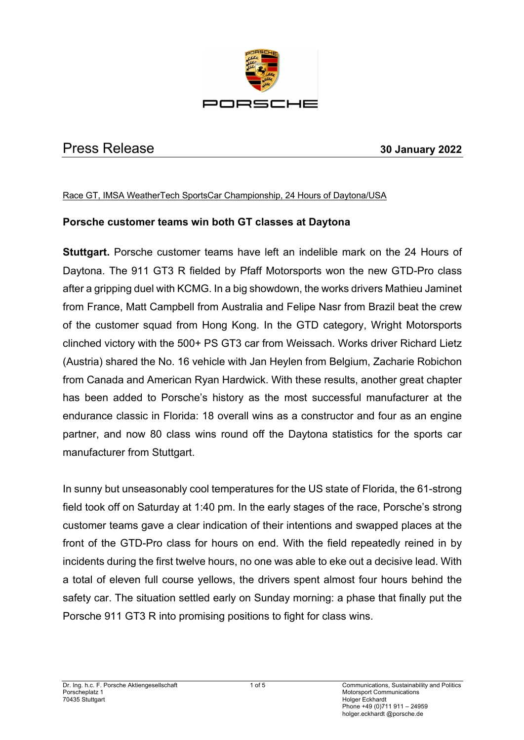# Press Release

**30 January 2022**

Race GT, IMSA WeatherTech SportsCar Championship, 24 Hours of Daytona/USA

## Porsche customer teams win both GT classes at Daytona

**Stuttgart.** Porsche customer teams have left an indelible mark on the 24 Hours of Daytona. The 911 GT3 R fielded by Pfaff Motorsports won the new GTD-Pro class after a gripping duel with KCMG. In a big showdown, the works drivers Mathieu Jaminet from France, Matt Campbell from Australia and Felipe Nasr from Brazil beat the crew of the customer squad from Hong Kong. In the GTD category, Wright Motorsports clinched victory with the 500+ PS GT3 car from Weissach. Works driver Richard Lietz (Austria) shared the No. 16 vehicle with Jan Heylen from Belgium, Zacharie Robichon from Canada and American Ryan Hardwick. With these results, another great chapter has been added to Porsche's history as the most successful manufacturer at the endurance classic in Florida: 18 overall wins as a constructor and four as an engine partner, and now 80 class wins round off the Daytona statistics for the sports car manufacturer from Stuttgart.

In sunny but unseasonably cool temperatures for the US state of Florida, the 61-strong field took off on Saturday at 1:40 pm. In the early stages of the race, Porsche's strong customer teams gave a clear indication of their intentions and swapped places at the front of the GTD-Pro class for hours on end. With the field repeatedly reined in by incidents during the first twelve hours, no one was able to eke out a decisive lead. With a total of eleven full course yellows, the drivers spent almost four hours behind the safety car. The situation settled early on Sunday morning: a phase that finally put the Porsche 911 GT3 R into promising positions to fight for class wins.

Dr. Ing. h.c. F. Porsche Aktiengesellschaft
Porscheplatz 1
70435 Stuttgart

Communications, Sustainability and Politics
Motorsport Communications
Holger Eckhardt
Phone +49 (0)711 911 – 24959
holger.eckhardt @porsche.de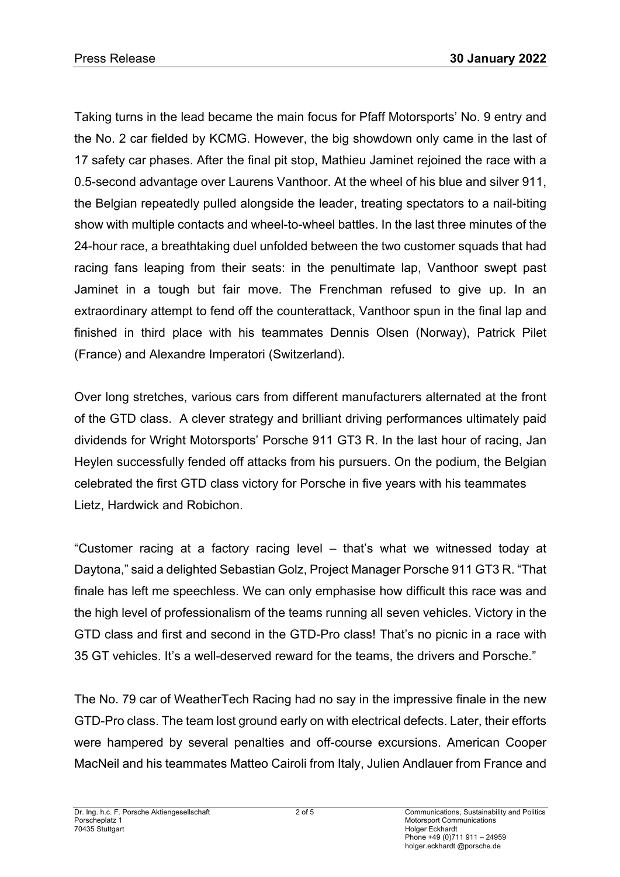Taking turns in the lead became the main focus for Pfaff Motorsports' No. 9 entry and the No. 2 car fielded by KCMG. However, the big showdown only came in the last of 17 safety car phases. After the final pit stop, Mathieu Jaminet rejoined the race with a 0.5-second advantage over Laurens Vanthoor. At the wheel of his blue and silver 911, the Belgian repeatedly pulled alongside the leader, treating spectators to a nail-biting show with multiple contacts and wheel-to-wheel battles. In the last three minutes of the 24-hour race, a breathtaking duel unfolded between the two customer squads that had racing fans leaping from their seats: in the penultimate lap, Vanthoor swept past Jaminet in a tough but fair move. The Frenchman refused to give up. In an extraordinary attempt to fend off the counterattack, Vanthoor spun in the final lap and finished in third place with his teammates Dennis Olsen (Norway), Patrick Pilet (France) and Alexandre Imperatori (Switzerland).

Over long stretches, various cars from different manufacturers alternated at the front of the GTD class. A clever strategy and brilliant driving performances ultimately paid dividends for Wright Motorsports' Porsche 911 GT3 R. In the last hour of racing, Jan Heylen successfully fended off attacks from his pursuers. On the podium, the Belgian celebrated the first GTD class victory for Porsche in five years with his teammates Lietz, Hardwick and Robichon.

"Customer racing at a factory racing level – that's what we witnessed today at Daytona," said a delighted Sebastian Golz, Project Manager Porsche 911 GT3 R. "That finale has left me speechless. We can only emphasise how difficult this race was and the high level of professionalism of the teams running all seven vehicles. Victory in the GTD class and first and second in the GTD-Pro class! That's no picnic in a race with 35 GT vehicles. It's a well-deserved reward for the teams, the drivers and Porsche."

The No. 79 car of WeatherTech Racing had no say in the impressive finale in the new GTD-Pro class. The team lost ground early on with electrical defects. Later, their efforts were hampered by several penalties and off-course excursions. American Cooper MacNeil and his teammates Matteo Cairoli from Italy, Julien Andlauer from France and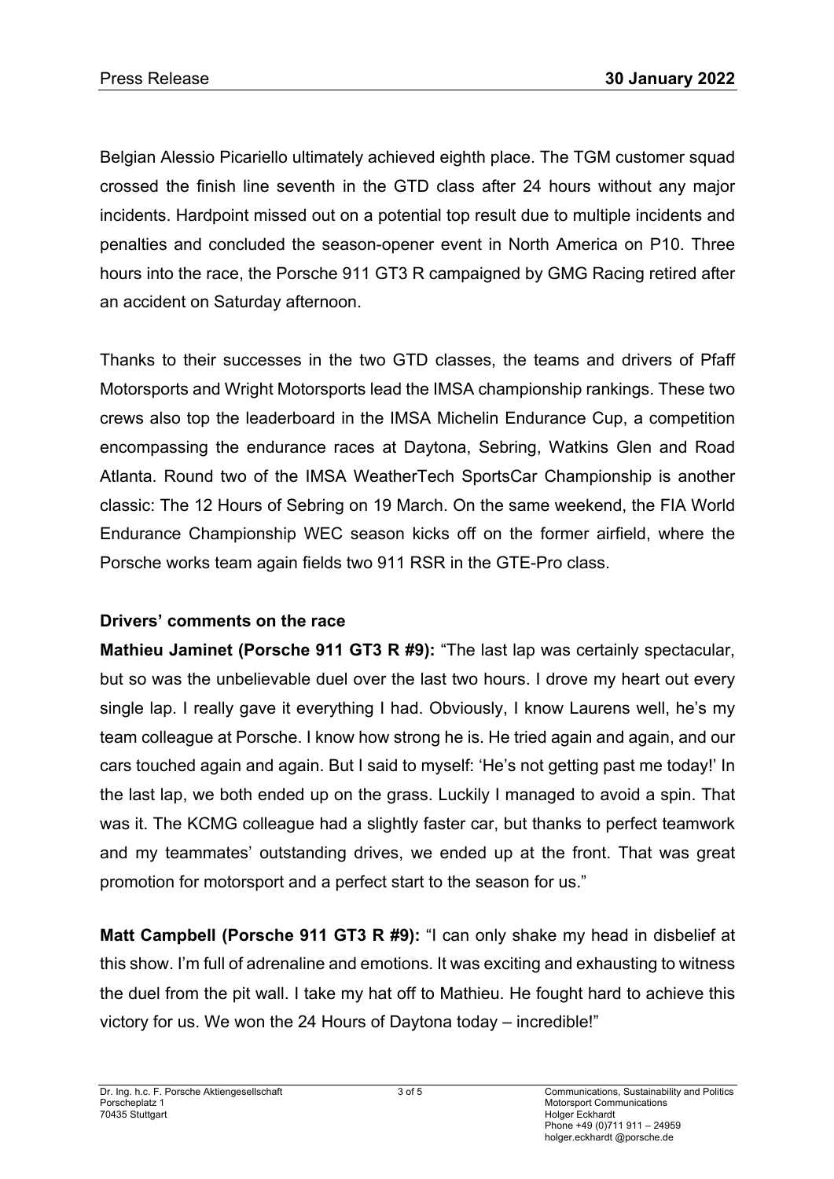Belgian Alessio Picariello ultimately achieved eighth place. The TGM customer squad crossed the finish line seventh in the GTD class after 24 hours without any major incidents. Hardpoint missed out on a potential top result due to multiple incidents and penalties and concluded the season-opener event in North America on P10. Three hours into the race, the Porsche 911 GT3 R campaigned by GMG Racing retired after an accident on Saturday afternoon.

Thanks to their successes in the two GTD classes, the teams and drivers of Pfaff Motorsports and Wright Motorsports lead the IMSA championship rankings. These two crews also top the leaderboard in the IMSA Michelin Endurance Cup, a competition encompassing the endurance races at Daytona, Sebring, Watkins Glen and Road Atlanta. Round two of the IMSA WeatherTech SportsCar Championship is another classic: The 12 Hours of Sebring on 19 March. On the same weekend, the FIA World Endurance Championship WEC season kicks off on the former airfield, where the Porsche works team again fields two 911 RSR in the GTE-Pro class.

**Drivers' comments on the race**

**Mathieu Jaminet (Porsche 911 GT3 R #9):** "The last lap was certainly spectacular, but so was the unbelievable duel over the last two hours. I drove my heart out every single lap. I really gave it everything I had. Obviously, I know Laurens well, he's my team colleague at Porsche. I know how strong he is. He tried again and again, and our cars touched again and again. But I said to myself: 'He's not getting past me today!' In the last lap, we both ended up on the grass. Luckily I managed to avoid a spin. That was it. The KCMG colleague had a slightly faster car, but thanks to perfect teamwork and my teammates' outstanding drives, we ended up at the front. That was great promotion for motorsport and a perfect start to the season for us."

**Matt Campbell (Porsche 911 GT3 R #9):** "I can only shake my head in disbelief at this show. I'm full of adrenaline and emotions. It was exciting and exhausting to witness the duel from the pit wall. I take my hat off to Mathieu. He fought hard to achieve this victory for us. We won the 24 Hours of Daytona today – incredible!"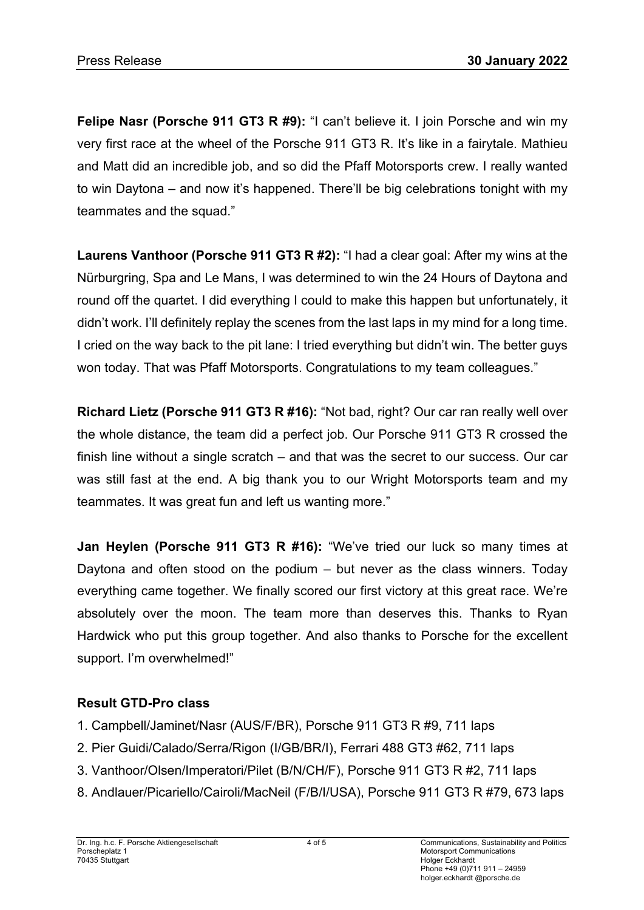**Felipe Nasr (Porsche 911 GT3 R #9):** "I can't believe it. I join Porsche and win my very first race at the wheel of the Porsche 911 GT3 R. It's like in a fairytale. Mathieu and Matt did an incredible job, and so did the Pfaff Motorsports crew. I really wanted to win Daytona – and now it's happened. There'll be big celebrations tonight with my teammates and the squad."

**Laurens Vanthoor (Porsche 911 GT3 R #2):** "I had a clear goal: After my wins at the Nürburgring, Spa and Le Mans, I was determined to win the 24 Hours of Daytona and round off the quartet. I did everything I could to make this happen but unfortunately, it didn't work. I'll definitely replay the scenes from the last laps in my mind for a long time. I cried on the way back to the pit lane: I tried everything but didn't win. The better guys won today. That was Pfaff Motorsports. Congratulations to my team colleagues."

**Richard Lietz (Porsche 911 GT3 R #16):** "Not bad, right? Our car ran really well over the whole distance, the team did a perfect job. Our Porsche 911 GT3 R crossed the finish line without a single scratch – and that was the secret to our success. Our car was still fast at the end. A big thank you to our Wright Motorsports team and my teammates. It was great fun and left us wanting more."

**Jan Heylen (Porsche 911 GT3 R #16):** "We've tried our luck so many times at Daytona and often stood on the podium – but never as the class winners. Today everything came together. We finally scored our first victory at this great race. We're absolutely over the moon. The team more than deserves this. Thanks to Ryan Hardwick who put this group together. And also thanks to Porsche for the excellent support. I'm overwhelmed!"

**Result GTD-Pro class**

1. Campbell/Jaminet/Nasr (AUS/F/BR), Porsche 911 GT3 R #9, 711 laps
2. Pier Guidi/Calado/Serra/Rigon (I/GB/BR/I), Ferrari 488 GT3 #62, 711 laps
3. Vanthoor/Olsen/Imperatori/Pilet (B/N/CH/F), Porsche 911 GT3 R #2, 711 laps

8. Andlauer/Picariello/Cairoli/MacNeil (F/B/I/USA), Porsche 911 GT3 R #79, 673 laps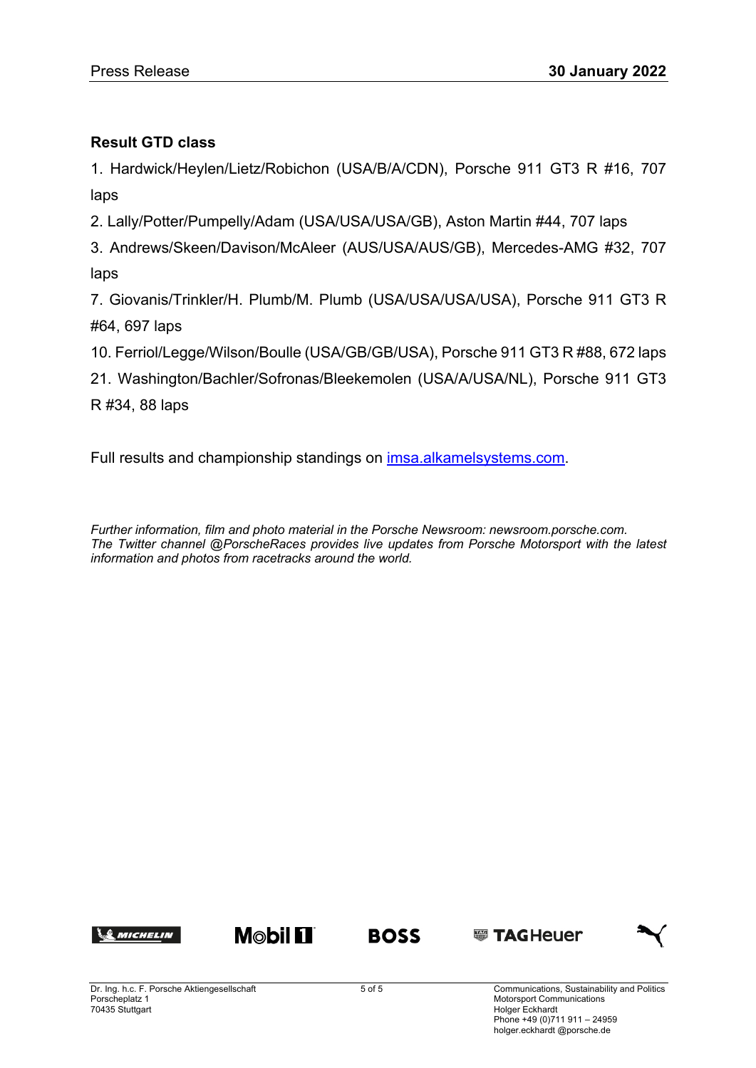## Result GTD class

1. Hardwick/Heylen/Lietz/Robichon (USA/B/A/CDN), Porsche 911 GT3 R #16, 707 laps
2. Lally/Potter/Pumpelly/Adam (USA/USA/USA/GB), Aston Martin #44, 707 laps
3. Andrews/Skeen/Davison/McAleer (AUS/USA/AUS/GB), Mercedes-AMG #32, 707 laps
7. Giovanis/Trinkler/H. Plumb/M. Plumb (USA/USA/USA/USA), Porsche 911 GT3 R #64, 697 laps
10. Ferriol/Legge/Wilson/Boulle (USA/GB/GB/USA), Porsche 911 GT3 R #88, 672 laps
21. Washington/Bachler/Sofronas/Bleekemolen (USA/A/USA/NL), Porsche 911 GT3 R #34, 88 laps

Full results and championship standings on [imsa.alkamelsystems.com](imsa.alkamelsystems.com).

*Further information, film and photo material in the Porsche Newsroom: newsroom.porsche.com.*
*The Twitter channel @PorscheRaces provides live updates from Porsche Motorsport with the latest information and photos from racetracks around the world.*

MICHELIN   Mobil 1   BOSS   TAG Heuer   PUMA

Dr. Ing. h.c. F. Porsche Aktiengesellschaft
Porscheplatz 1
70435 Stuttgart

Communications, Sustainability and Politics
Motorsport Communications
Holger Eckhardt
Phone +49 (0)711 911 – 24959
holger.eckhardt @porsche.de